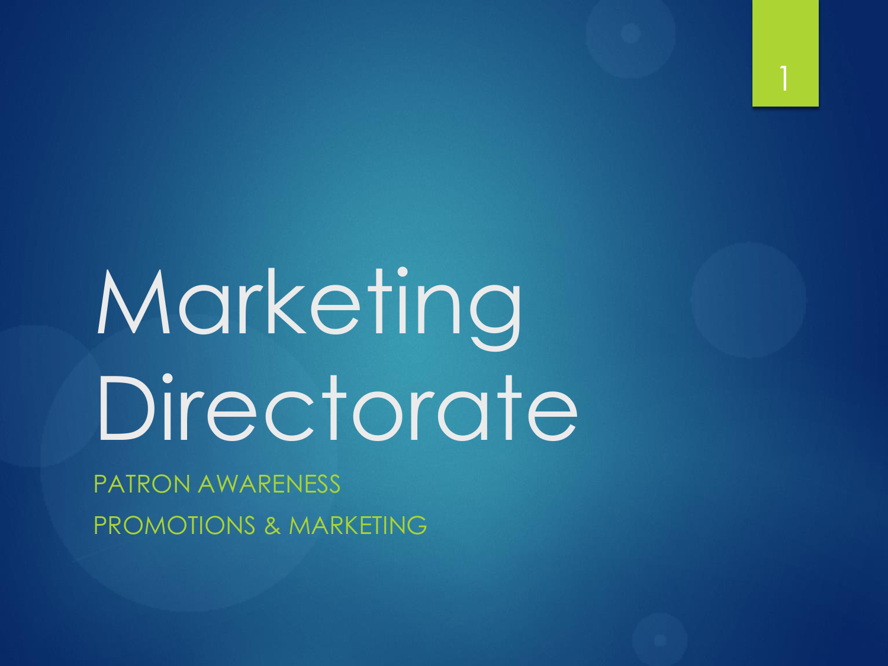# Marketing Directorate

PATRON AWARENESS

PROMOTIONS & MARKETING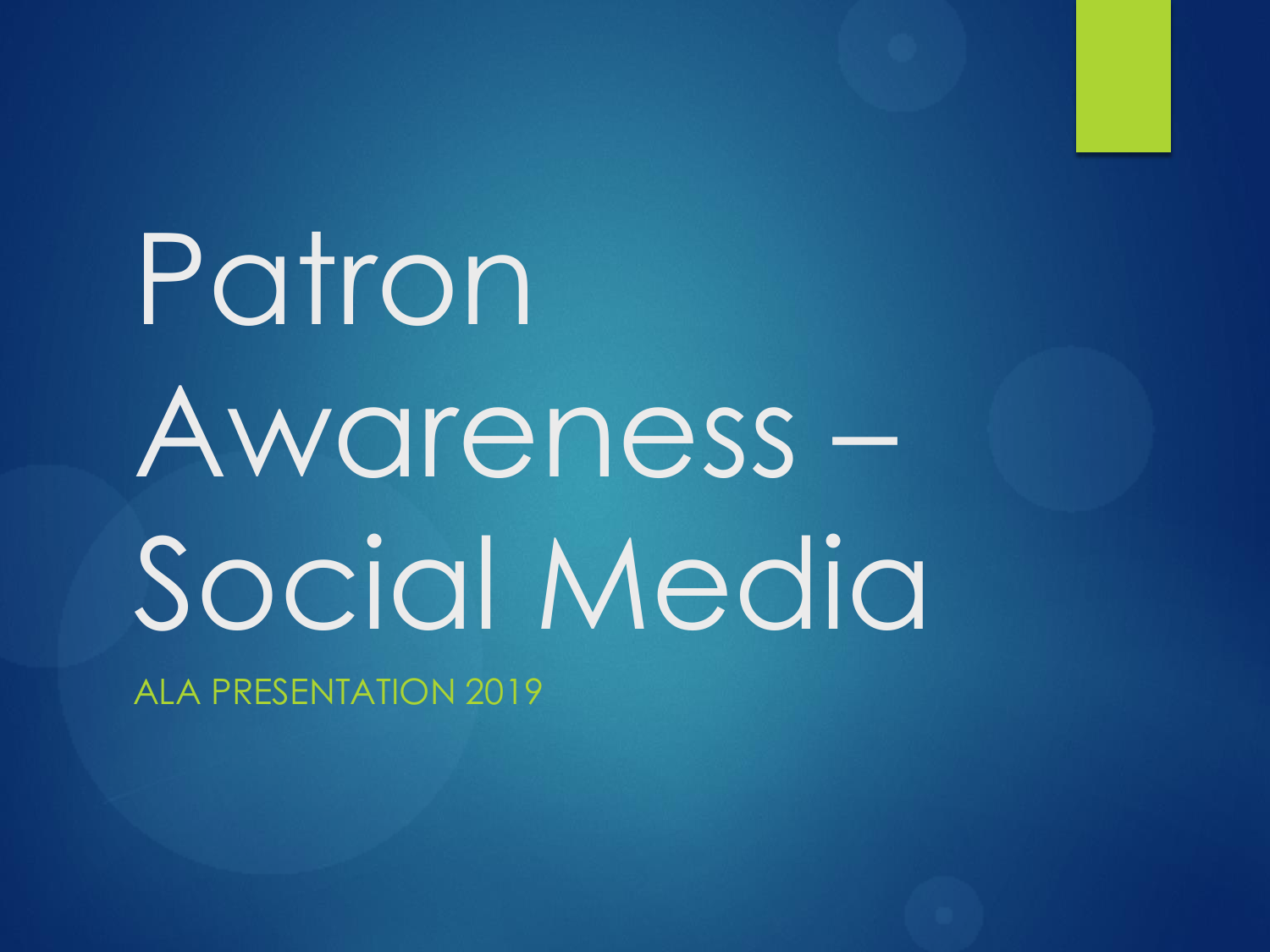# Patron Awareness – Social Media

ALA PRESENTATION 2019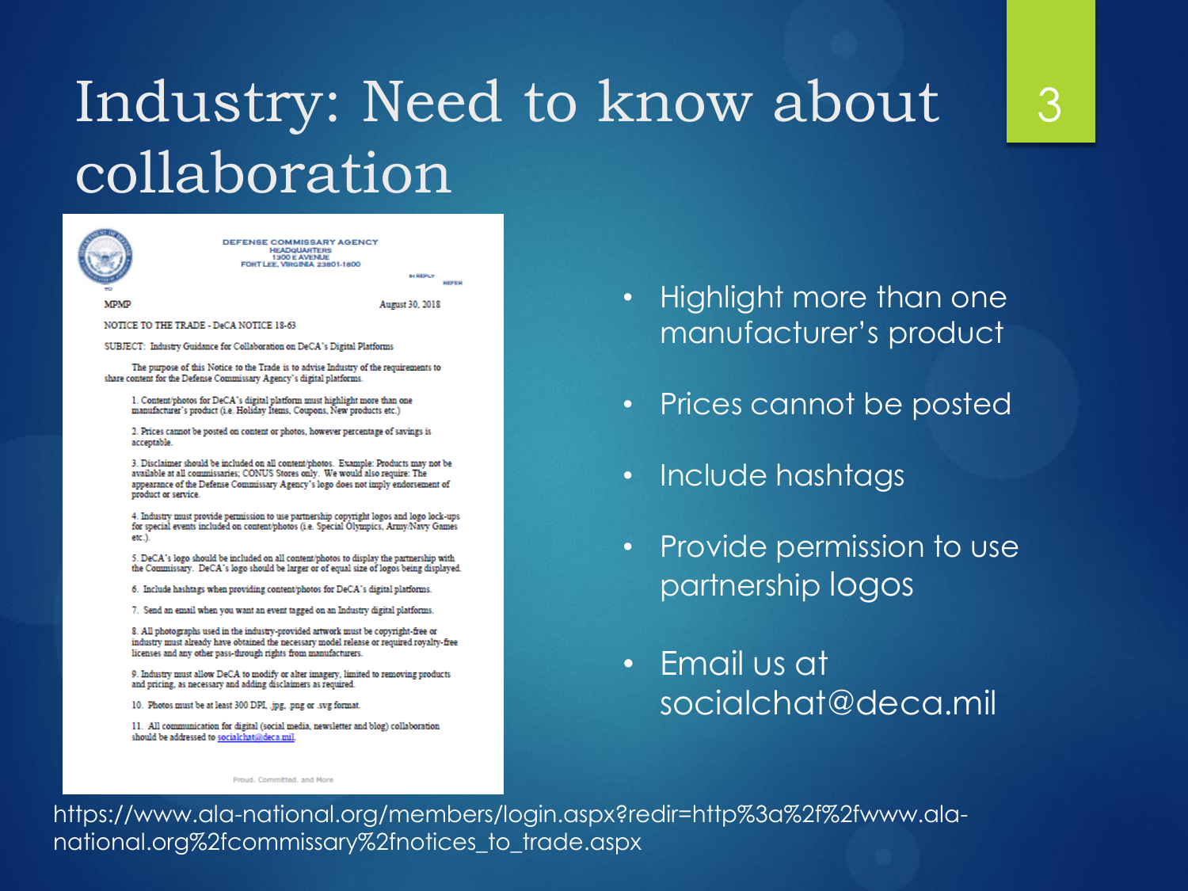# Industry: Need to know about collaboration

DEFENSE COMMISSARY AGENCY
HEADQUARTERS
1300 E AVENUE
FORT LEE, VIRGINIA 23801-1800

IN REPLY REFER TO

MPMP — August 30, 2018

NOTICE TO THE TRADE - DeCA NOTICE 18-63

SUBJECT: Industry Guidance for Collaboration on DeCA's Digital Platforms

The purpose of this Notice to the Trade is to advise Industry of the requirements to share content for the Defense Commissary Agency's digital platforms.

1. Content/photos for DeCA's digital platform must highlight more than one manufacturer's product (i.e. Holiday Items, Coupons, New products etc.)
2. Prices cannot be posted on content or photos, however percentage of savings is acceptable.
3. Disclaimer should be included on all content/photos. Example: Products may not be available at all commissaries; CONUS Stores only. We would also require: The appearance of the Defense Commissary Agency's logo does not imply endorsement of product or service.
4. Industry must provide permission to use partnership copyright logos and logo lock-ups for special events included on content/photos (i.e. Special Olympics, Army/Navy Games etc.).
5. DeCA's logo should be included on all content/photos to display the partnership with the Commissary. DeCA's logo should be larger or of equal size of logos being displayed.
6. Include hashtags when providing content/photos for DeCA's digital platforms.
7. Send an email when you want an event tagged on an Industry digital platforms.
8. All photographs used in the industry-provided artwork must be copyright-free or industry must already have obtained the necessary model release or required royalty-free licenses and any other pass-through rights from manufacturers.
9. Industry must allow DeCA to modify or alter imagery, limited to removing products and pricing, as necessary and adding disclaimers as required.
10. Photos must be at least 300 DPI, .jpg, .png or .svg format.
11. All communication for digital (social media, newsletter and blog) collaboration should be addressed to socialchat@deca.mil.

Proud. Committed. and More

- Highlight more than one manufacturer's product
- Prices cannot be posted
- Include hashtags
- Provide permission to use partnership logos
- Email us at socialchat@deca.mil

https://www.ala-national.org/members/login.aspx?redir=http%3a%2f%2fwww.ala-national.org%2fcommissary%2fnotices_to_trade.aspx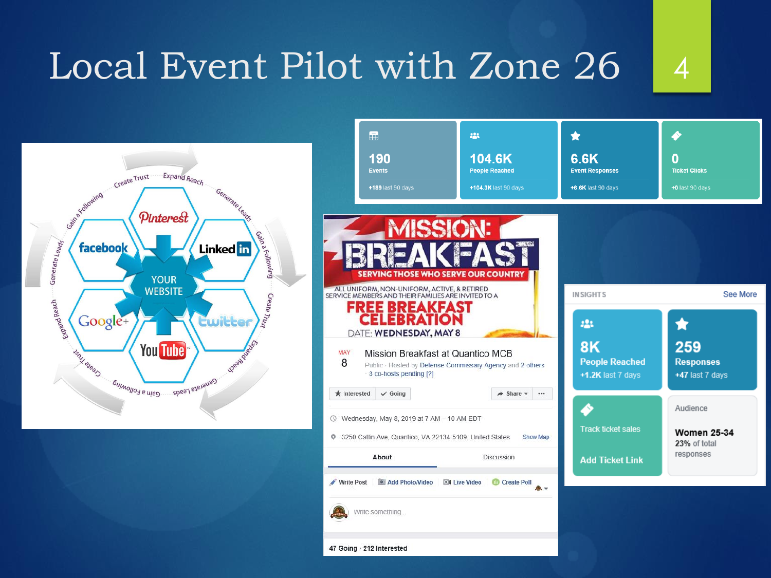# Local Event Pilot with Zone 26

YOUR WEBSITE

facebook · Pinterest · LinkedIn · Google+ · YouTube · twitter

Create Trust · Expand Reach · Generate Leads · Gain a Following

| 190 | 104.6K | 6.6K | 0 |
|---|---|---|---|
| Events | People Reached | Event Responses | Ticket Clicks |
| +189 last 90 days | +104.3K last 90 days | +6.6K last 90 days | +0 last 90 days |

MISSION: BREAKFAST

SERVING THOSE WHO SERVE OUR COUNTRY

ALL UNIFORM, NON-UNIFORM, ACTIVE, & RETIRED SERVICE MEMBERS AND THEIR FAMILIES ARE INVITED TO A

FREE BREAKFAST CELEBRATION

DATE: WEDNESDAY, MAY 8

MAY 8 — Mission Breakfast at Quantico MCB

Public · Hosted by Defense Commissary Agency and 2 others · 3 co-hosts pending [?]

Interested · Going · Share

Wednesday, May 8, 2019 at 7 AM – 10 AM EDT

3250 Catlin Ave, Quantico, VA 22134-5109, United States · Show Map

About · Discussion

Write Post · Add Photo/Video · Live Video · Create Poll

Write something...

47 Going · 212 Interested

INSIGHTS · See More

| 8K People Reached | 259 Responses |
|---|---|
| +1.2K last 7 days | +47 last 7 days |

Track ticket sales — Add Ticket Link

Audience: Women 25-34 — 23% of total responses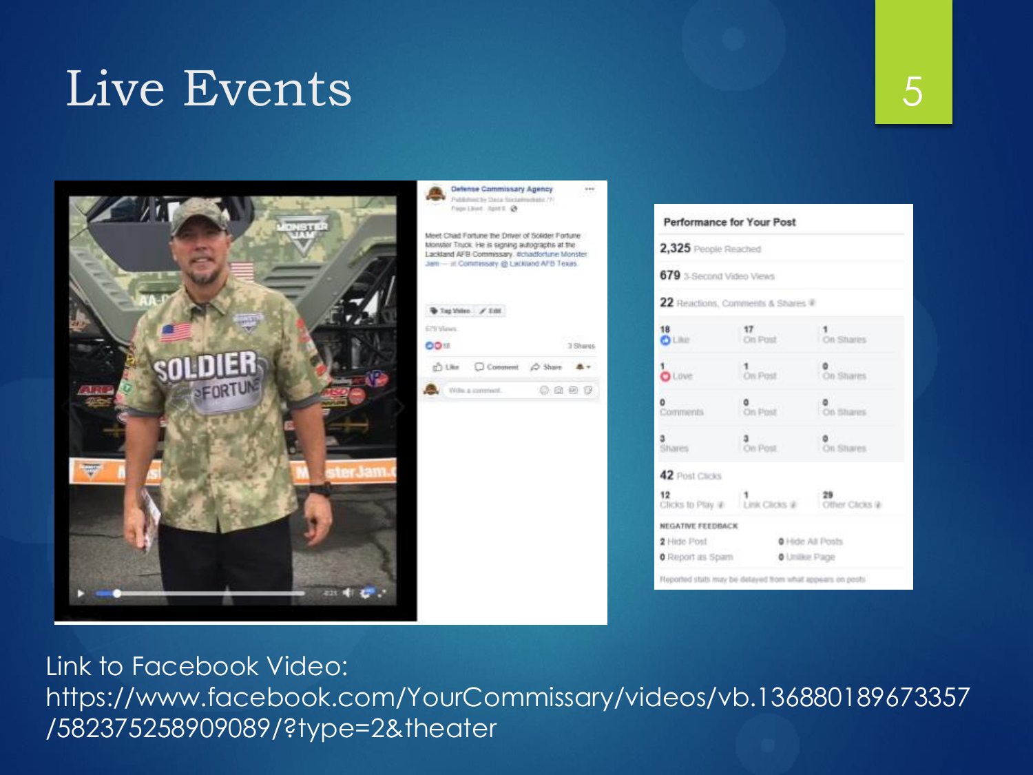# Live Events

Meet Chad Fortune the Driver of Soldier Fortune Monster Truck. He is signing autographs at the Lackland AFB Commissary. #chadfortune Monster Jam — at Commissary @ Lackland AFB Texas.

**Performance for Your Post**

| | | |
|---|---|---|
| 2,325 People Reached | | |
| 679 3-Second Video Views | | |
| 22 Reactions, Comments & Shares | | |
| 18 Like | 17 On Post | 1 On Shares |
| 1 Love | 1 On Post | 0 On Shares |
| 0 Comments | 0 On Post | 0 On Shares |
| 3 Shares | 3 On Post | 0 On Shares |
| 42 Post Clicks | | |
| 12 Clicks to Play | 1 Link Clicks | 29 Other Clicks |

NEGATIVE FEEDBACK

| | |
|---|---|
| 2 Hide Post | 0 Hide All Posts |
| 0 Report as Spam | 0 Unlike Page |

Reported stats may be delayed from what appears on posts

Link to Facebook Video: https://www.facebook.com/YourCommissary/videos/vb.136880189673357/582375258909089/?type=2&theater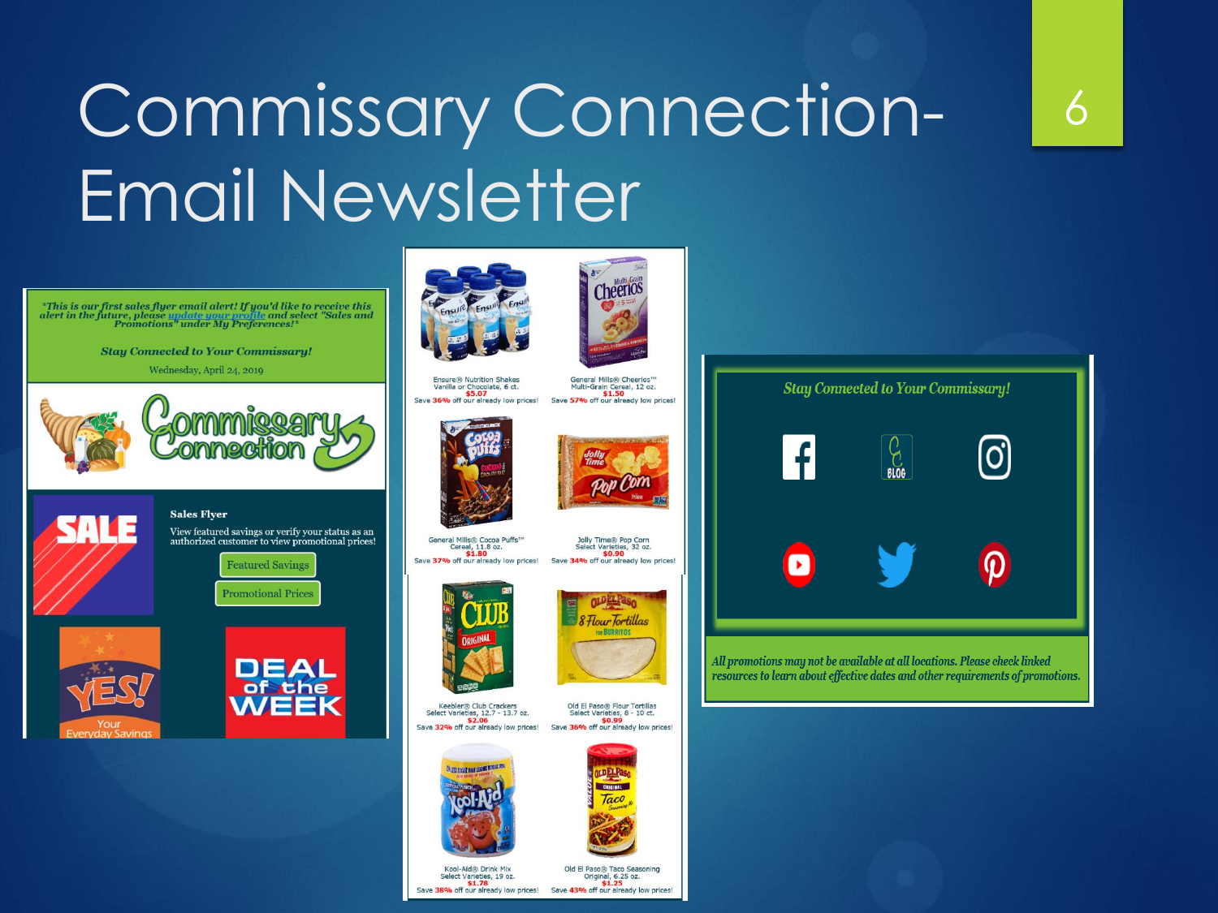# Commissary Connection- Email Newsletter

*"This is our first sales flyer email alert! If you'd like to receive this alert in the future, please update your profile and select "Sales and Promotions" under My Preferences!"*

***Stay Connected to Your Commissary!***

Wednesday, April 24, 2019

Commissary Connection

**Sales Flyer**

View featured savings or verify your status as an authorized customer to view promotional prices!

Featured Savings

Promotional Prices

SALE

YES! Your Everyday Savings

DEAL of the WEEK

Ensure® Nutrition Shakes
Vanilla or Chocolate, 6 ct.
$5.07
Save 36% off our already low prices!

General Mills® Cheerios™
Multi-Grain Cereal, 12 oz.
$1.50
Save 57% off our already low prices!

General Mills® Cocoa Puffs™
Cereal, 11.8 oz.
$1.80
Save 37% off our already low prices!

Jolly Time® Pop Corn
Select Varieties, 32 oz.
$0.90
Save 34% off our already low prices!

Keebler® Club Crackers
Select Varieties, 12.7 - 13.7 oz.
$2.06
Save 32% off our already low prices!

Old El Paso® Flour Tortillas
Select Varieties, 8 - 10 ct.
$0.99
Save 36% off our already low prices!

Kool-Aid® Drink Mix
Select Varieties, 19 oz.
$1.78
Save 38% off our already low prices!

Old El Paso® Taco Seasoning
Original, 6.25 oz.
$1.25
Save 43% off our already low prices!

***Stay Connected to Your Commissary!***

*All promotions may not be available at all locations. Please check linked resources to learn about effective dates and other requirements of promotions.*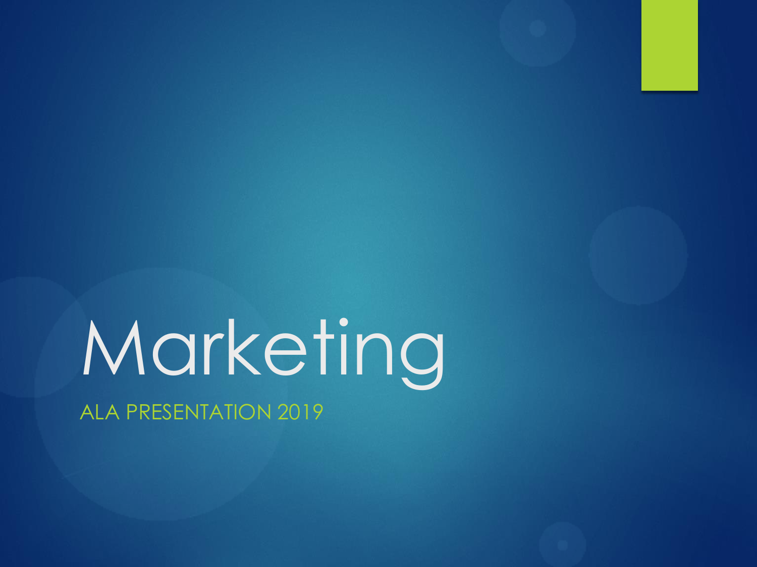# Marketing

ALA PRESENTATION 2019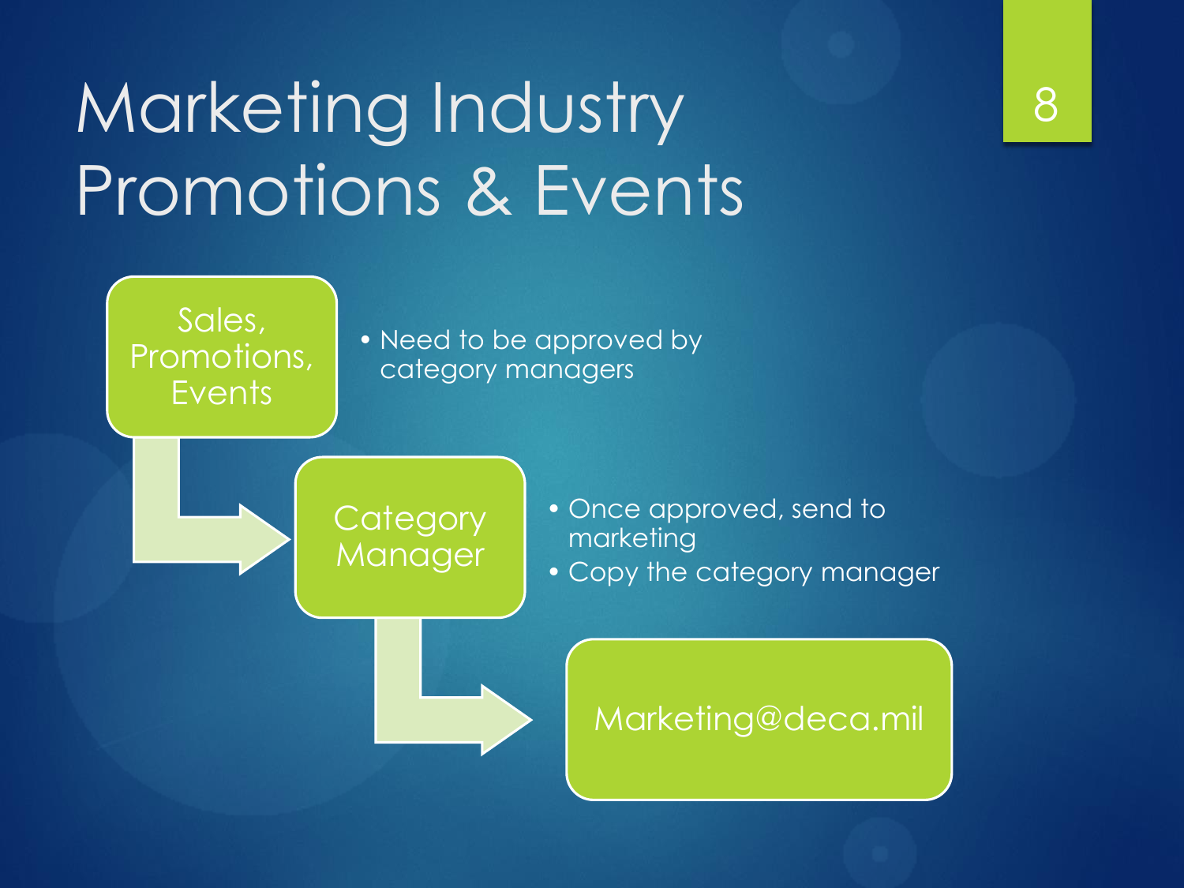# Marketing Industry Promotions & Events

**Sales, Promotions, Events**

- Need to be approved by category managers

**Category Manager**

- Once approved, send to marketing
- Copy the category manager

**Marketing@deca.mil**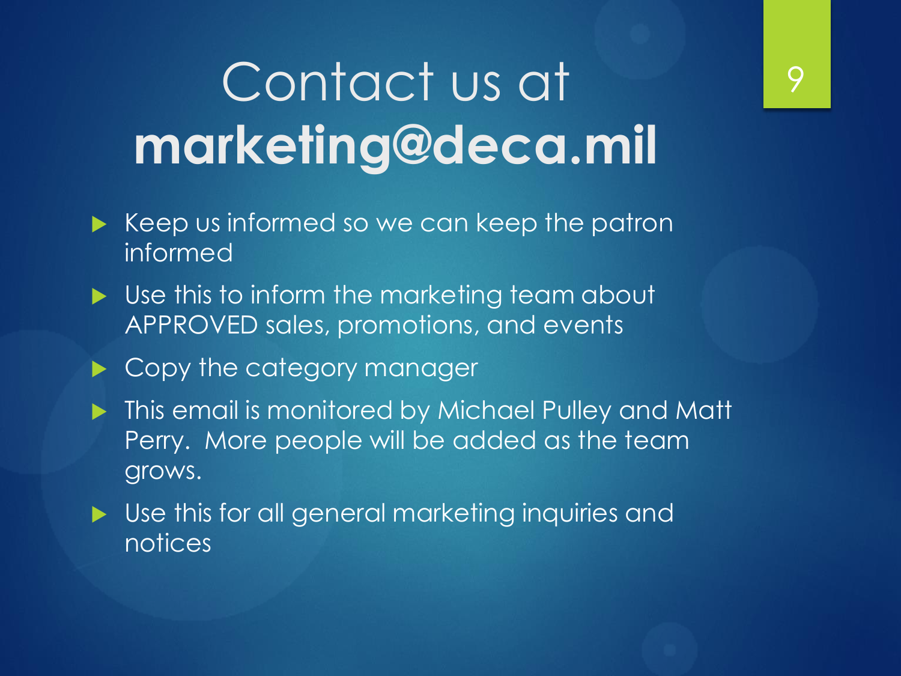# Contact us at **marketing@deca.mil**

- Keep us informed so we can keep the patron informed
- Use this to inform the marketing team about APPROVED sales, promotions, and events
- Copy the category manager
- This email is monitored by Michael Pulley and Matt Perry.  More people will be added as the team grows.
- Use this for all general marketing inquiries and notices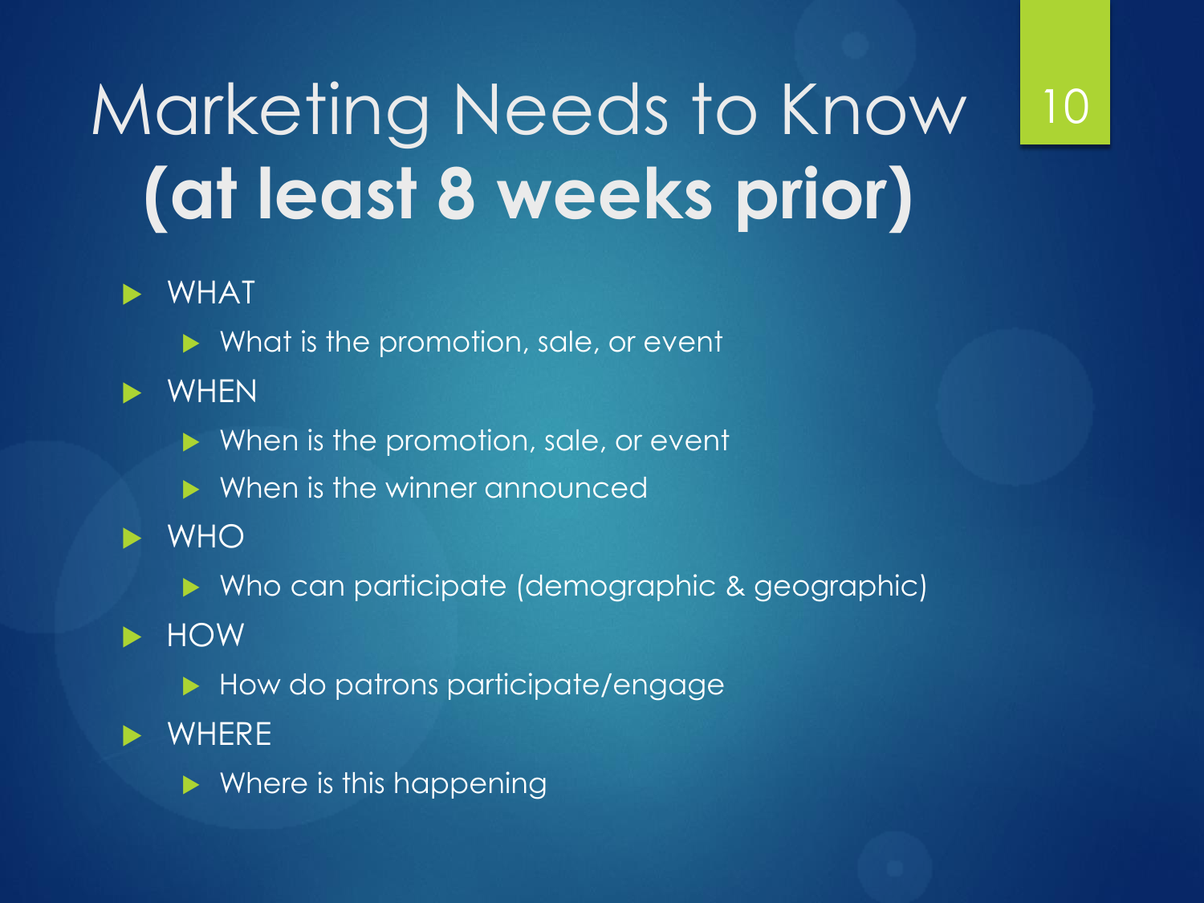# Marketing Needs to Know **(at least 8 weeks prior)**

- WHAT
  - What is the promotion, sale, or event
- WHEN
  - When is the promotion, sale, or event
  - When is the winner announced
- WHO
  - Who can participate (demographic & geographic)
- HOW
  - How do patrons participate/engage
- WHERE
  - Where is this happening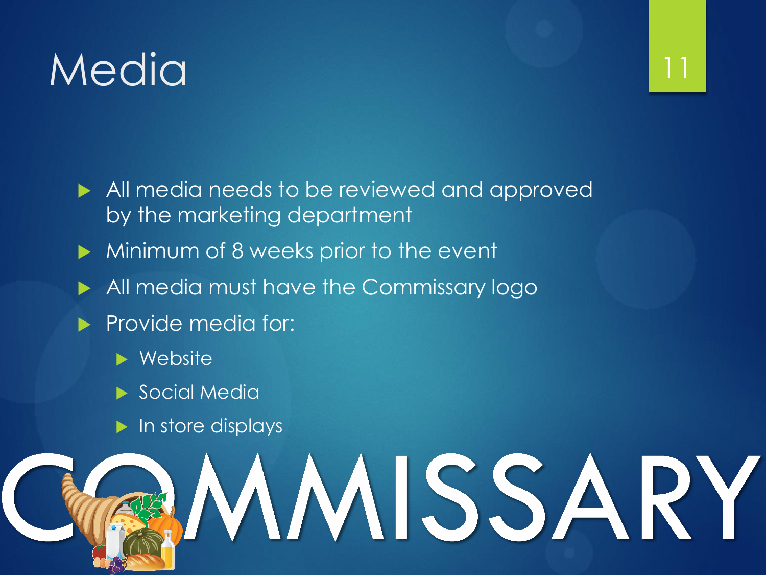# Media

- All media needs to be reviewed and approved by the marketing department
- Minimum of 8 weeks prior to the event
- All media must have the Commissary logo
- Provide media for:
  - Website
  - Social Media
  - In store displays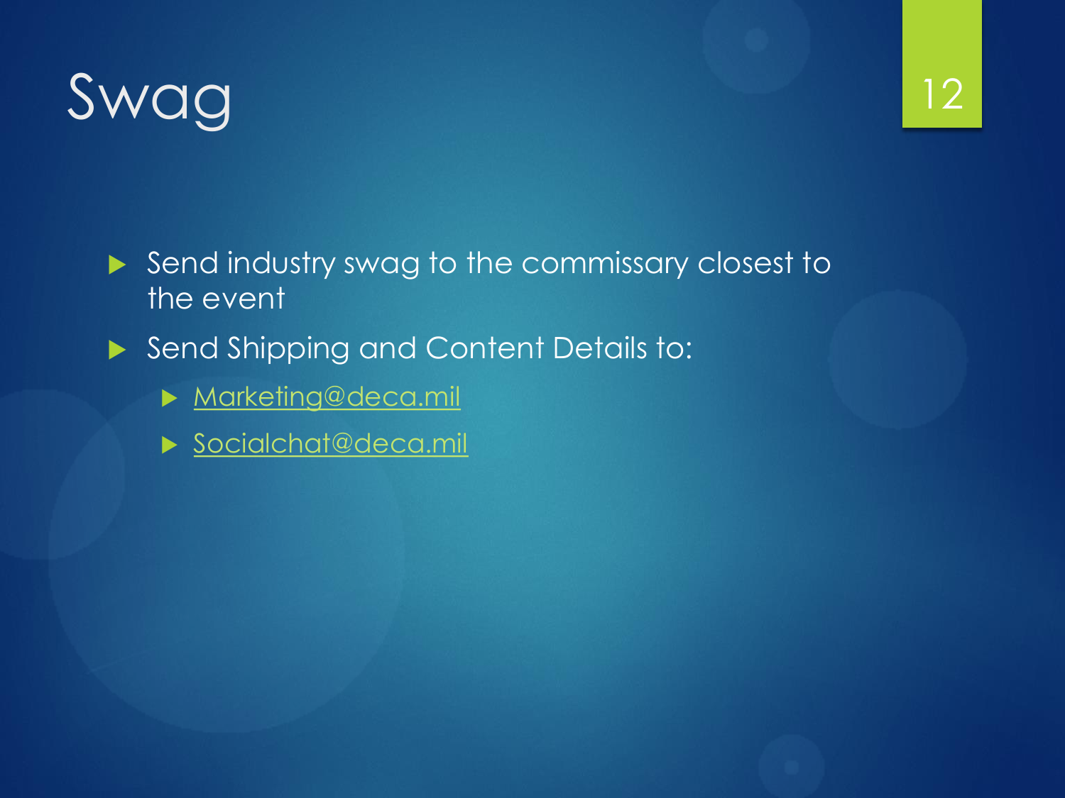# Swag

- Send industry swag to the commissary closest to the event
- Send Shipping and Content Details to:
  - Marketing@deca.mil
  - Socialchat@deca.mil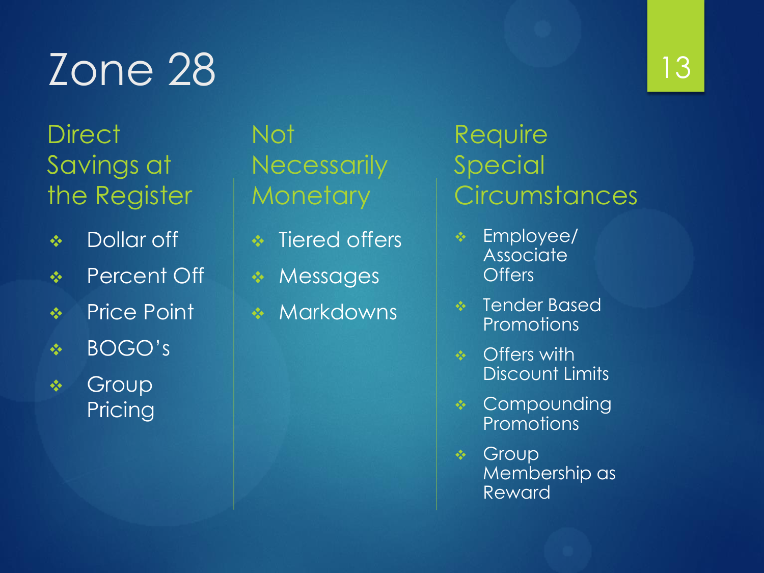# Zone 28

## Direct Savings at the Register

- Dollar off
- Percent Off
- Price Point
- BOGO's
- Group Pricing

## Not Necessarily Monetary

- Tiered offers
- Messages
- Markdowns

## Require Special Circumstances

- Employee/ Associate Offers
- Tender Based Promotions
- Offers with Discount Limits
- Compounding Promotions
- Group Membership as Reward